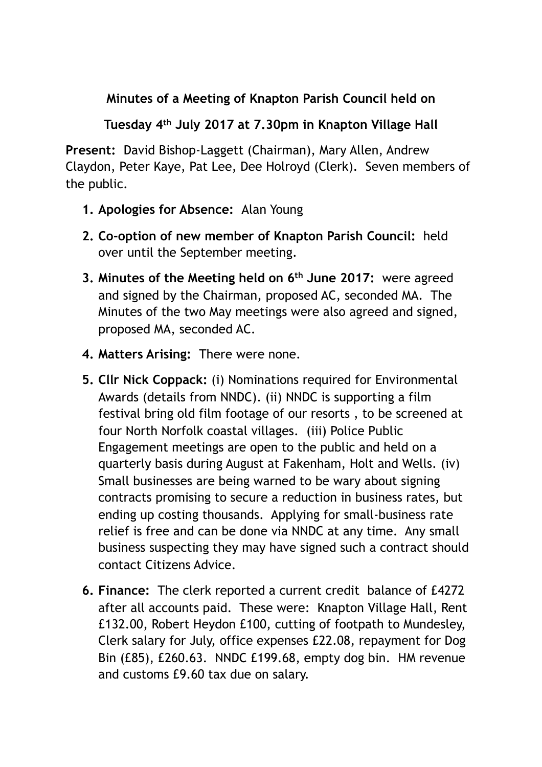**Minutes of a Meeting of Knapton Parish Council held on**

**Tuesday 4th July 2017 at 7.30pm in Knapton Village Hall**

**Present:** David Bishop-Laggett (Chairman), Mary Allen, Andrew Claydon, Peter Kaye, Pat Lee, Dee Holroyd (Clerk). Seven members of the public.

1. **Apologies for Absence:** Alan Young
2. **Co-option of new member of Knapton Parish Council:** held over until the September meeting.
3. **Minutes of the Meeting held on 6th June 2017:** were agreed and signed by the Chairman, proposed AC, seconded MA. The Minutes of the two May meetings were also agreed and signed, proposed MA, seconded AC.
4. **Matters Arising:** There were none.
5. **Cllr Nick Coppack:** (i) Nominations required for Environmental Awards (details from NNDC). (ii) NNDC is supporting a film festival bring old film footage of our resorts , to be screened at four North Norfolk coastal villages. (iii) Police Public Engagement meetings are open to the public and held on a quarterly basis during August at Fakenham, Holt and Wells. (iv) Small businesses are being warned to be wary about signing contracts promising to secure a reduction in business rates, but ending up costing thousands. Applying for small-business rate relief is free and can be done via NNDC at any time. Any small business suspecting they may have signed such a contract should contact Citizens Advice.
6. **Finance:** The clerk reported a current credit balance of £4272 after all accounts paid. These were: Knapton Village Hall, Rent £132.00, Robert Heydon £100, cutting of footpath to Mundesley, Clerk salary for July, office expenses £22.08, repayment for Dog Bin (£85), £260.63. NNDC £199.68, empty dog bin. HM revenue and customs £9.60 tax due on salary.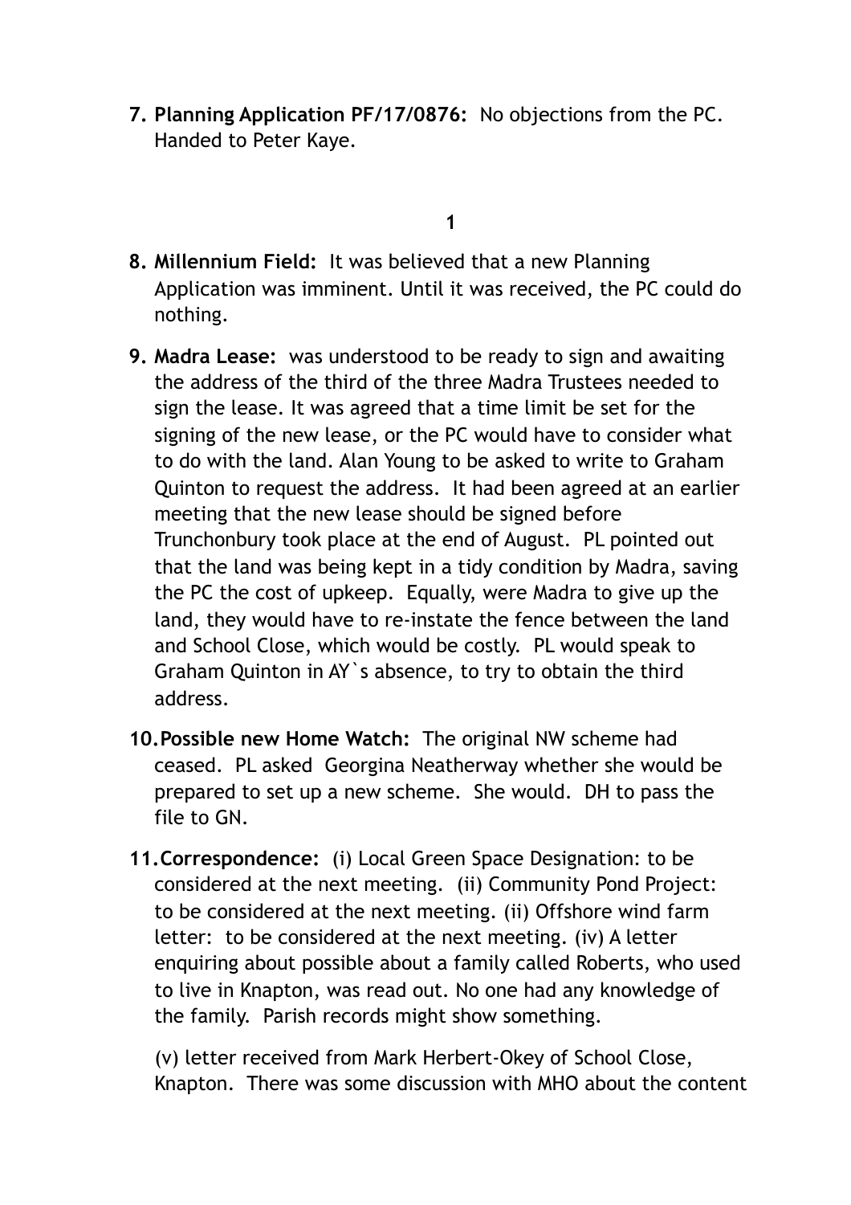7. **Planning Application PF/17/0876:** No objections from the PC. Handed to Peter Kaye.

8. **Millennium Field:** It was believed that a new Planning Application was imminent. Until it was received, the PC could do nothing.

9. **Madra Lease:** was understood to be ready to sign and awaiting the address of the third of the three Madra Trustees needed to sign the lease. It was agreed that a time limit be set for the signing of the new lease, or the PC would have to consider what to do with the land. Alan Young to be asked to write to Graham Quinton to request the address. It had been agreed at an earlier meeting that the new lease should be signed before Trunchonbury took place at the end of August. PL pointed out that the land was being kept in a tidy condition by Madra, saving the PC the cost of upkeep. Equally, were Madra to give up the land, they would have to re-instate the fence between the land and School Close, which would be costly. PL would speak to Graham Quinton in AY`s absence, to try to obtain the third address.

10. **Possible new Home Watch:** The original NW scheme had ceased. PL asked Georgina Neatherway whether she would be prepared to set up a new scheme. She would. DH to pass the file to GN.

11. **Correspondence:** (i) Local Green Space Designation: to be considered at the next meeting. (ii) Community Pond Project: to be considered at the next meeting. (ii) Offshore wind farm letter: to be considered at the next meeting. (iv) A letter enquiring about possible about a family called Roberts, who used to live in Knapton, was read out. No one had any knowledge of the family. Parish records might show something.

    (v) letter received from Mark Herbert-Okey of School Close, Knapton. There was some discussion with MHO about the content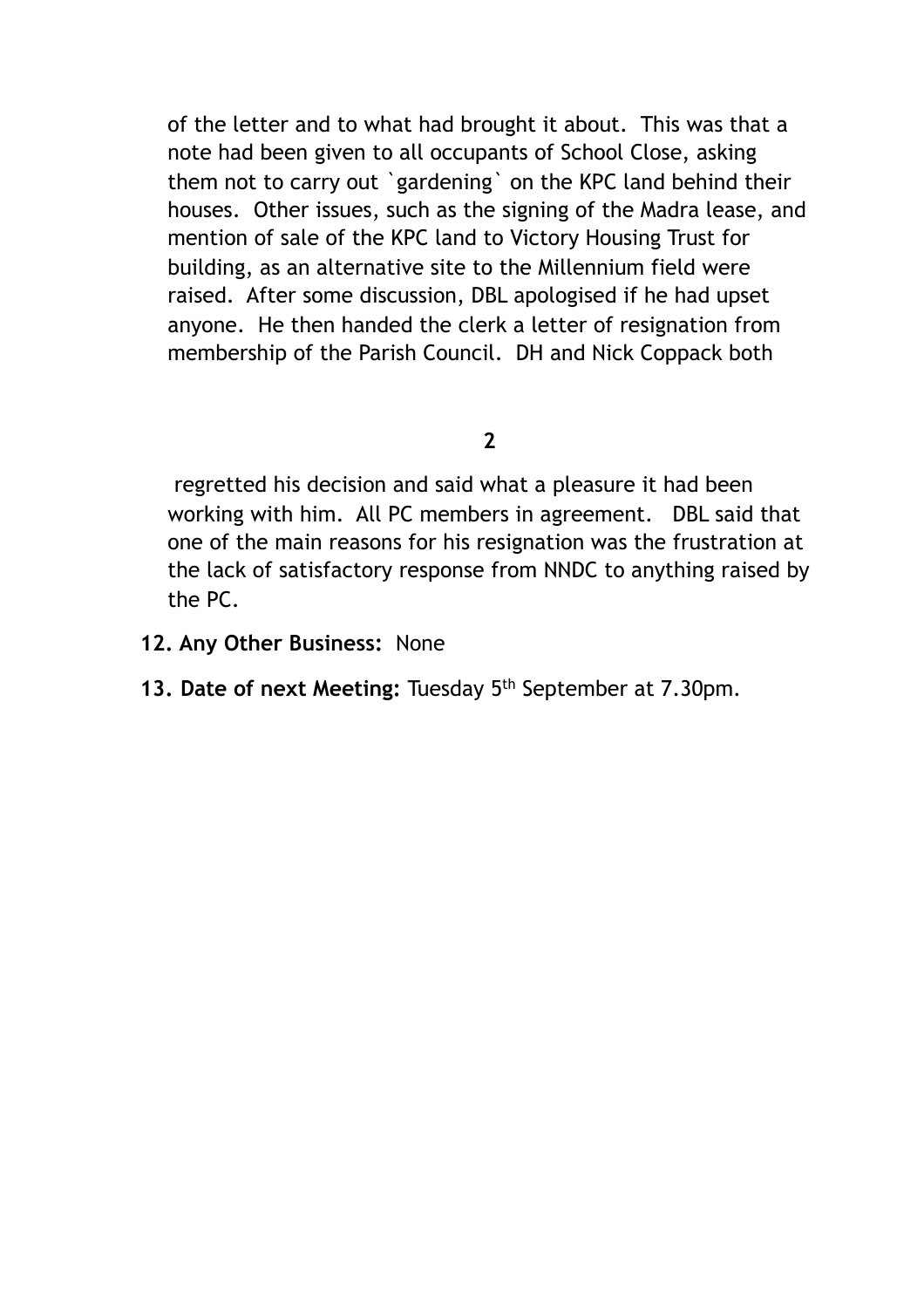of the letter and to what had brought it about. This was that a note had been given to all occupants of School Close, asking them not to carry out `gardening` on the KPC land behind their houses. Other issues, such as the signing of the Madra lease, and mention of sale of the KPC land to Victory Housing Trust for building, as an alternative site to the Millennium field were raised. After some discussion, DBL apologised if he had upset anyone. He then handed the clerk a letter of resignation from membership of the Parish Council. DH and Nick Coppack both regretted his decision and said what a pleasure it had been working with him. All PC members in agreement. DBL said that one of the main reasons for his resignation was the frustration at the lack of satisfactory response from NNDC to anything raised by the PC.

**12. Any Other Business:** None

**13. Date of next Meeting:** Tuesday 5th September at 7.30pm.